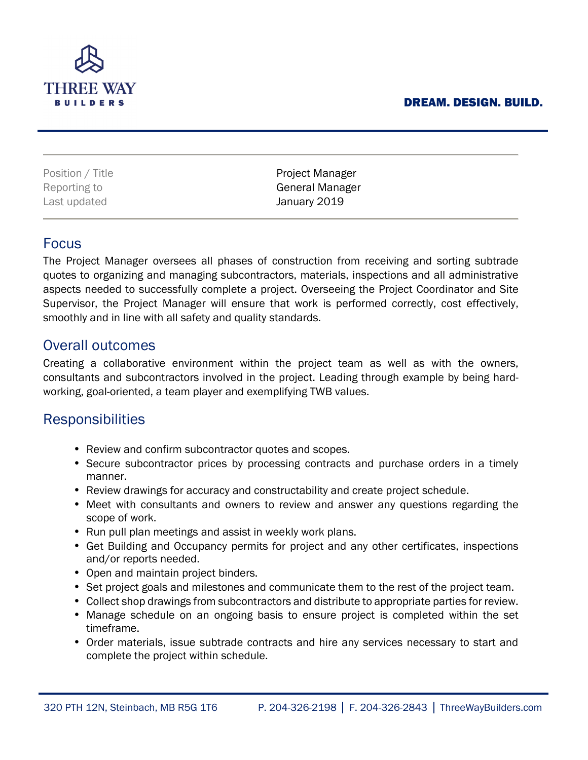THREE WAY BUILDERS

**DREAM. DESIGN. BUILD.**

| Position / Title | Project Manager |
| --- | --- |
| Reporting to | General Manager |
| Last updated | January 2019 |

## Focus

The Project Manager oversees all phases of construction from receiving and sorting subtrade quotes to organizing and managing subcontractors, materials, inspections and all administrative aspects needed to successfully complete a project. Overseeing the Project Coordinator and Site Supervisor, the Project Manager will ensure that work is performed correctly, cost effectively, smoothly and in line with all safety and quality standards.

## Overall outcomes

Creating a collaborative environment within the project team as well as with the owners, consultants and subcontractors involved in the project. Leading through example by being hard-working, goal-oriented, a team player and exemplifying TWB values.

## Responsibilities

- Review and confirm subcontractor quotes and scopes.
- Secure subcontractor prices by processing contracts and purchase orders in a timely manner.
- Review drawings for accuracy and constructability and create project schedule.
- Meet with consultants and owners to review and answer any questions regarding the scope of work.
- Run pull plan meetings and assist in weekly work plans.
- Get Building and Occupancy permits for project and any other certificates, inspections and/or reports needed.
- Open and maintain project binders.
- Set project goals and milestones and communicate them to the rest of the project team.
- Collect shop drawings from subcontractors and distribute to appropriate parties for review.
- Manage schedule on an ongoing basis to ensure project is completed within the set timeframe.
- Order materials, issue subtrade contracts and hire any services necessary to start and complete the project within schedule.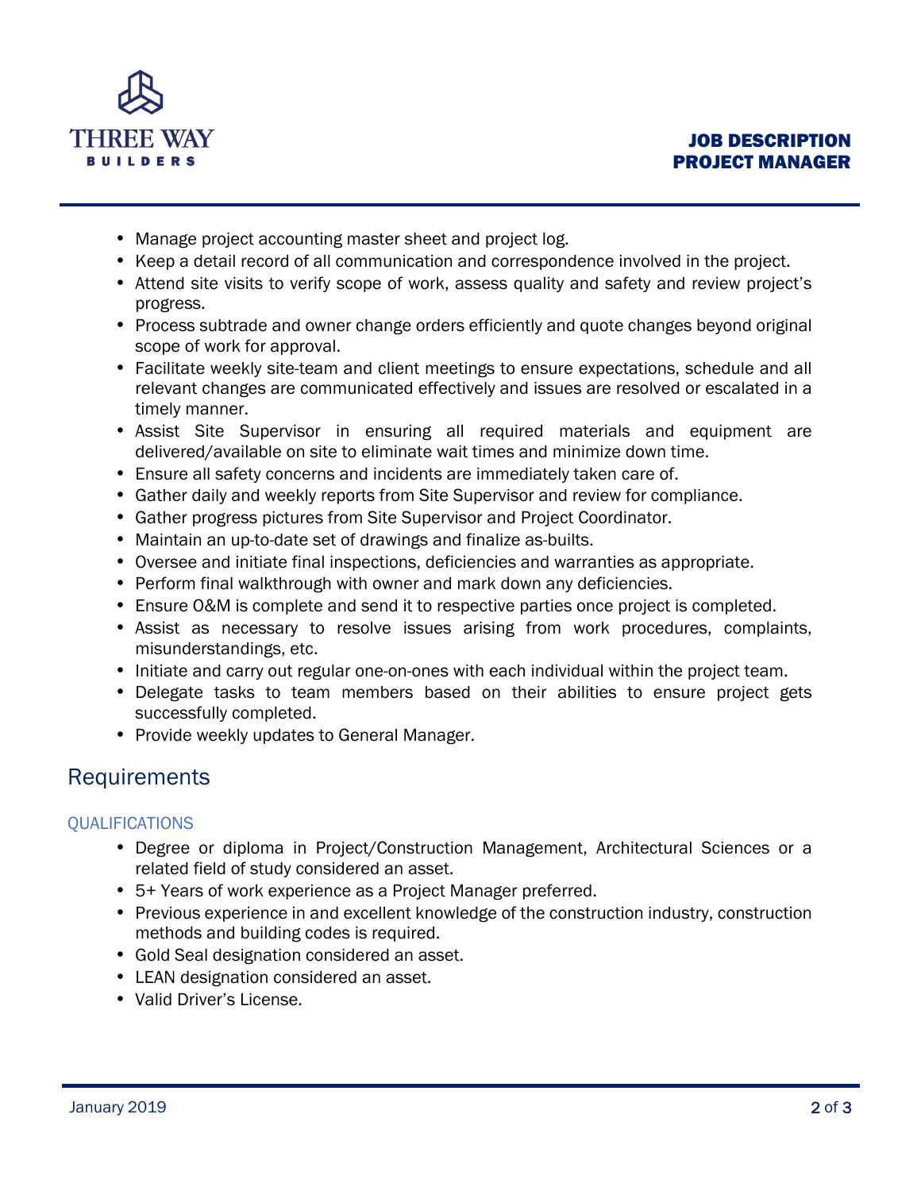- Manage project accounting master sheet and project log.
- Keep a detail record of all communication and correspondence involved in the project.
- Attend site visits to verify scope of work, assess quality and safety and review project's progress.
- Process subtrade and owner change orders efficiently and quote changes beyond original scope of work for approval.
- Facilitate weekly site-team and client meetings to ensure expectations, schedule and all relevant changes are communicated effectively and issues are resolved or escalated in a timely manner.
- Assist Site Supervisor in ensuring all required materials and equipment are delivered/available on site to eliminate wait times and minimize down time.
- Ensure all safety concerns and incidents are immediately taken care of.
- Gather daily and weekly reports from Site Supervisor and review for compliance.
- Gather progress pictures from Site Supervisor and Project Coordinator.
- Maintain an up-to-date set of drawings and finalize as-builts.
- Oversee and initiate final inspections, deficiencies and warranties as appropriate.
- Perform final walkthrough with owner and mark down any deficiencies.
- Ensure O&M is complete and send it to respective parties once project is completed.
- Assist as necessary to resolve issues arising from work procedures, complaints, misunderstandings, etc.
- Initiate and carry out regular one-on-ones with each individual within the project team.
- Delegate tasks to team members based on their abilities to ensure project gets successfully completed.
- Provide weekly updates to General Manager.

## Requirements

### QUALIFICATIONS

- Degree or diploma in Project/Construction Management, Architectural Sciences or a related field of study considered an asset.
- 5+ Years of work experience as a Project Manager preferred.
- Previous experience in and excellent knowledge of the construction industry, construction methods and building codes is required.
- Gold Seal designation considered an asset.
- LEAN designation considered an asset.
- Valid Driver's License.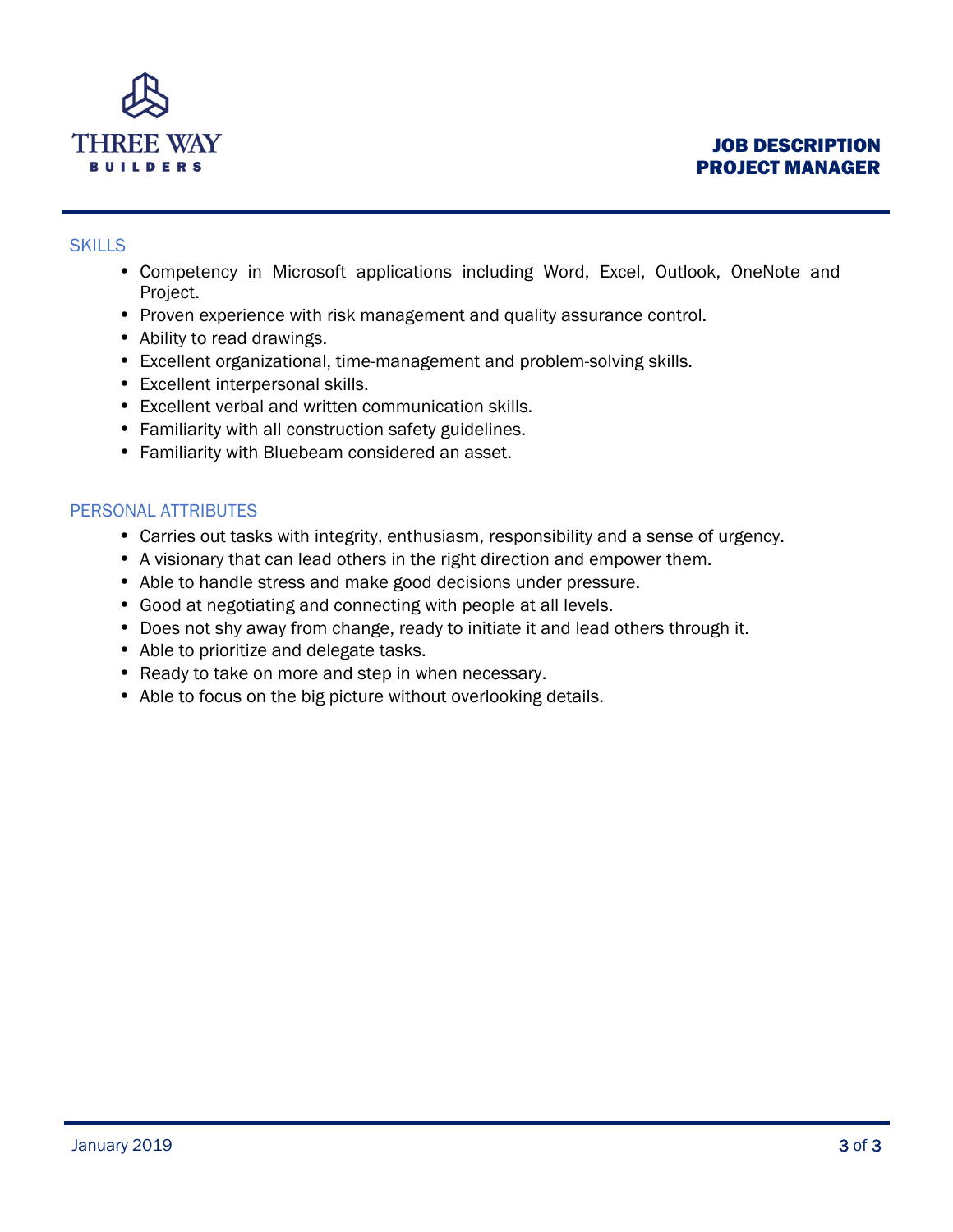## SKILLS

- Competency in Microsoft applications including Word, Excel, Outlook, OneNote and Project.
- Proven experience with risk management and quality assurance control.
- Ability to read drawings.
- Excellent organizational, time-management and problem-solving skills.
- Excellent interpersonal skills.
- Excellent verbal and written communication skills.
- Familiarity with all construction safety guidelines.
- Familiarity with Bluebeam considered an asset.

## PERSONAL ATTRIBUTES

- Carries out tasks with integrity, enthusiasm, responsibility and a sense of urgency.
- A visionary that can lead others in the right direction and empower them.
- Able to handle stress and make good decisions under pressure.
- Good at negotiating and connecting with people at all levels.
- Does not shy away from change, ready to initiate it and lead others through it.
- Able to prioritize and delegate tasks.
- Ready to take on more and step in when necessary.
- Able to focus on the big picture without overlooking details.